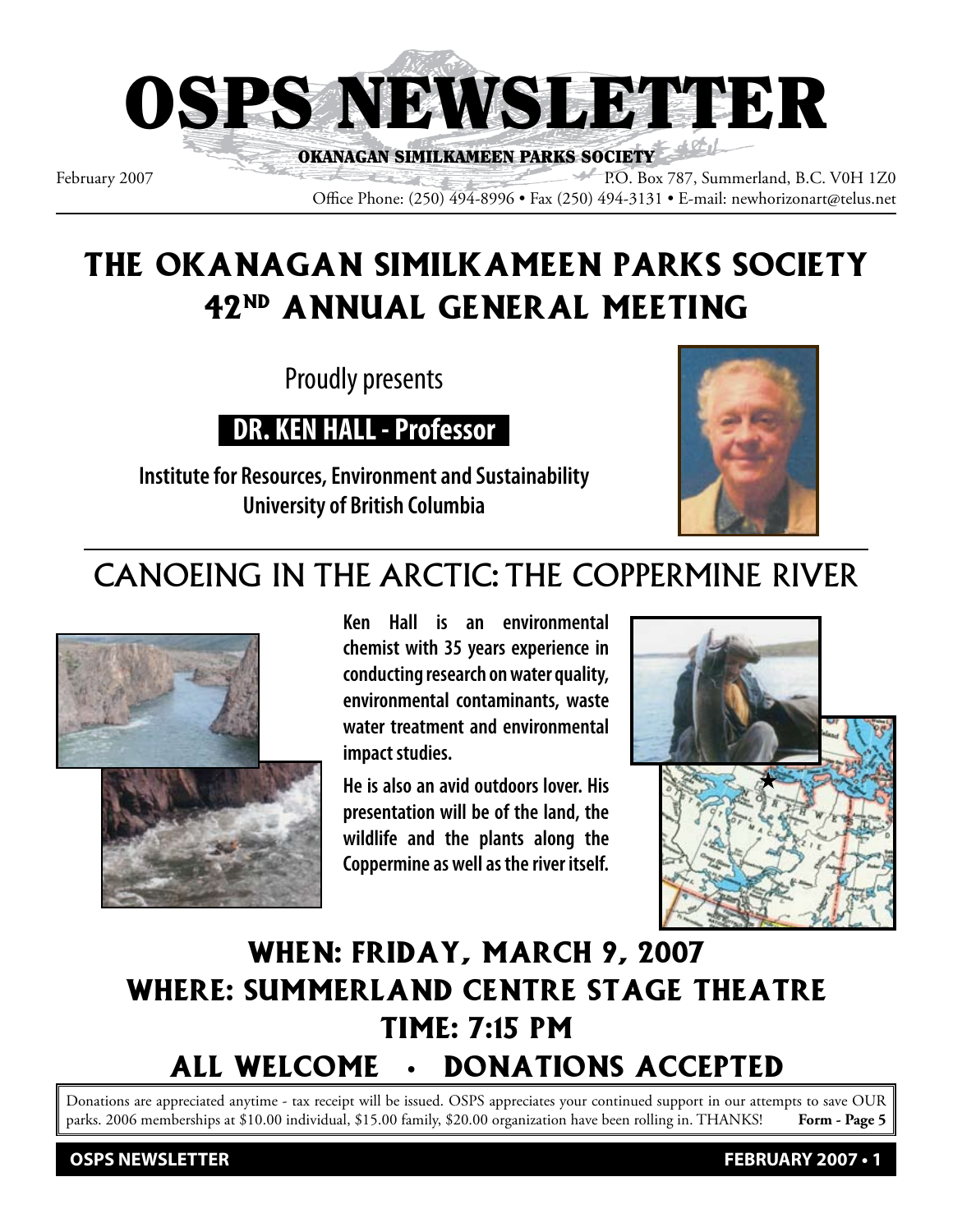# OSPS NEWSLETTER

**OKANAGAN SIMILKAMEEN PARKS SOCIETY**

February 2007

P.O. Box 787, Summerland, B.C. V0H 1Z0

Office Phone: (250) 494-8996 • Fax (250) 494-3131 • E-mail: newhorizonart@telus.net

## THE OKANAGAN SIMILKAMEEN PARKS SOCIETY 42ND ANNUAL GENERAL MEETING

Proudly presents

**DR. KEN HALL - Professor**

**Institute for Resources, Environment and Sustainability**
**University of British Columbia**

## CANOEING IN THE ARCTIC: THE COPPERMINE RIVER

**Ken Hall is an environmental chemist with 35 years experience in conducting research on water quality, environmental contaminants, waste water treatment and environmental impact studies.**

**He is also an avid outdoors lover. His presentation will be of the land, the wildlife and the plants along the Coppermine as well as the river itself.**

## WHEN: FRIDAY, MARCH 9, 2007
## WHERE: SUMMERLAND CENTRE STAGE THEATRE
## TIME: 7:15 PM
## ALL WELCOME • DONATIONS ACCEPTED

Donations are appreciated anytime - tax receipt will be issued. OSPS appreciates your continued support in our attempts to save OUR parks. 2006 memberships at $10.00 individual, $15.00 family, $20.00 organization have been rolling in. THANKS! **Form - Page 5**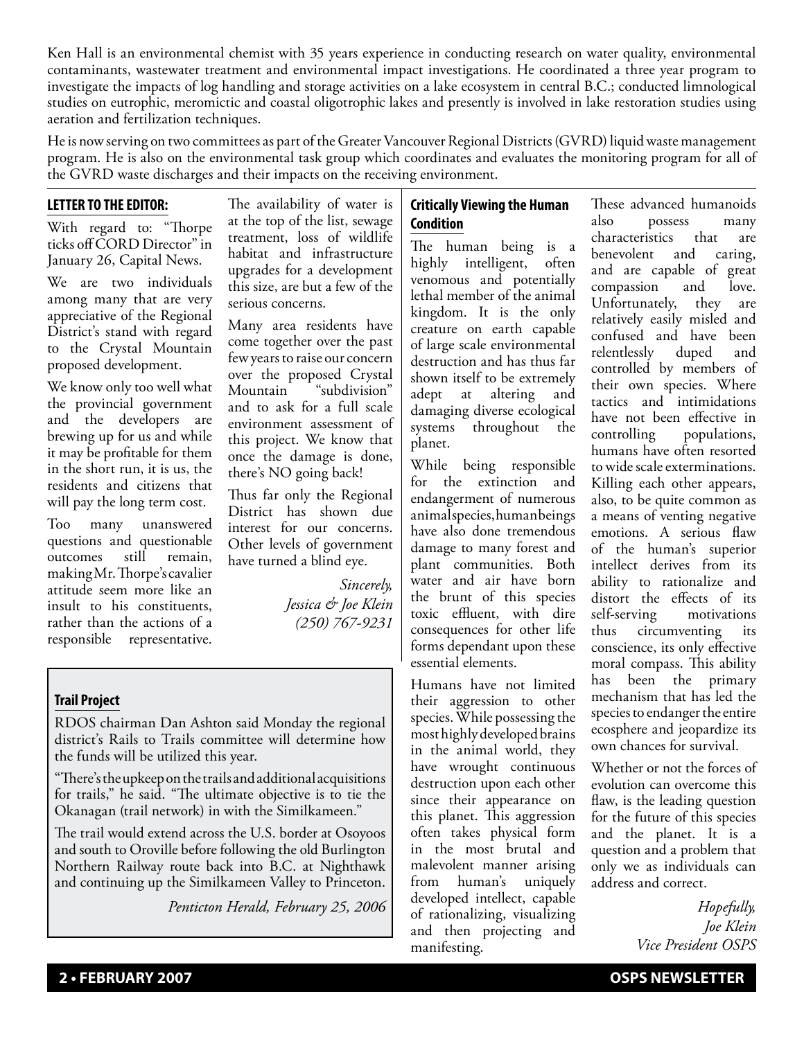Ken Hall is an environmental chemist with 35 years experience in conducting research on water quality, environmental contaminants, wastewater treatment and environmental impact investigations. He coordinated a three year program to investigate the impacts of log handling and storage activities on a lake ecosystem in central B.C.; conducted limnological studies on eutrophic, meromictic and coastal oligotrophic lakes and presently is involved in lake restoration studies using aeration and fertilization techniques.

He is now serving on two committees as part of the Greater Vancouver Regional Districts (GVRD) liquid waste management program. He is also on the environmental task group which coordinates and evaluates the monitoring program for all of the GVRD waste discharges and their impacts on the receiving environment.

## LETTER TO THE EDITOR:

With regard to: "Thorpe ticks off CORD Director" in January 26, Capital News.

We are two individuals among many that are very appreciative of the Regional District's stand with regard to the Crystal Mountain proposed development.

We know only too well what the provincial government and the developers are brewing up for us and while it may be profitable for them in the short run, it is us, the residents and citizens that will pay the long term cost.

Too many unanswered questions and questionable outcomes still remain, making Mr. Thorpe's cavalier attitude seem more like an insult to his constituents, rather than the actions of a responsible representative.

The availability of water is at the top of the list, sewage treatment, loss of wildlife habitat and infrastructure upgrades for a development this size, are but a few of the serious concerns.

Many area residents have come together over the past few years to raise our concern over the proposed Crystal Mountain "subdivision" and to ask for a full scale environment assessment of this project. We know that once the damage is done, there's NO going back!

Thus far only the Regional District has shown due interest for our concerns. Other levels of government have turned a blind eye.

*Sincerely,*
*Jessica & Joe Klein*
*(250) 767-9231*

## Trail Project

RDOS chairman Dan Ashton said Monday the regional district's Rails to Trails committee will determine how the funds will be utilized this year.

"There's the upkeep on the trails and additional acquisitions for trails," he said. "The ultimate objective is to tie the Okanagan (trail network) in with the Similkameen."

The trail would extend across the U.S. border at Osoyoos and south to Oroville before following the old Burlington Northern Railway route back into B.C. at Nighthawk and continuing up the Similkameen Valley to Princeton.

*Penticton Herald, February 25, 2006*

## Critically Viewing the Human Condition

The human being is a highly intelligent, often venomous and potentially lethal member of the animal kingdom. It is the only creature on earth capable of large scale environmental destruction and has thus far shown itself to be extremely adept at altering and damaging diverse ecological systems throughout the planet.

While being responsible for the extinction and endangerment of numerous animal species, human beings have also done tremendous damage to many forest and plant communities. Both water and air have born the brunt of this species toxic effluent, with dire consequences for other life forms dependant upon these essential elements.

Humans have not limited their aggression to other species. While possessing the most highly developed brains in the animal world, they have wrought continuous destruction upon each other since their appearance on this planet. This aggression often takes physical form in the most brutal and malevolent manner arising from human's uniquely developed intellect, capable of rationalizing, visualizing and then projecting and manifesting.

These advanced humanoids also possess many characteristics that are benevolent and caring, and are capable of great compassion and love. Unfortunately, they are relatively easily misled and confused and have been relentlessly duped and controlled by members of their own species. Where tactics and intimidations have not been effective in controlling populations, humans have often resorted to wide scale exterminations. Killing each other appears, also, to be quite common as a means of venting negative emotions. A serious flaw of the human's superior intellect derives from its ability to rationalize and distort the effects of its self-serving motivations thus circumventing its conscience, its only effective moral compass. This ability has been the primary mechanism that has led the species to endanger the entire ecosphere and jeopardize its own chances for survival.

Whether or not the forces of evolution can overcome this flaw, is the leading question for the future of this species and the planet. It is a question and a problem that only we as individuals can address and correct.

*Hopefully,*
*Joe Klein*
*Vice President OSPS*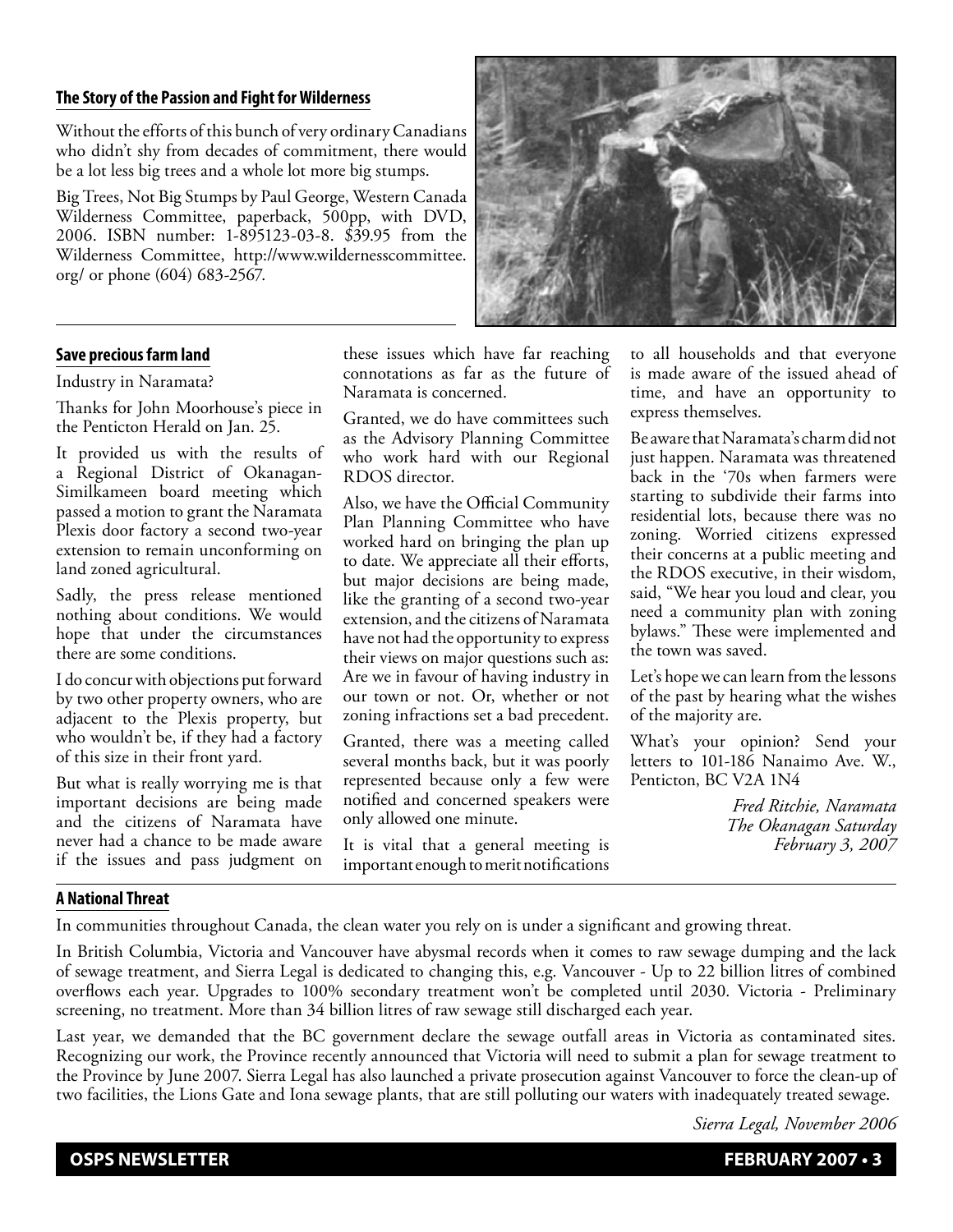### The Story of the Passion and Fight for Wilderness

Without the efforts of this bunch of very ordinary Canadians who didn't shy from decades of commitment, there would be a lot less big trees and a whole lot more big stumps.

Big Trees, Not Big Stumps by Paul George, Western Canada Wilderness Committee, paperback, 500pp, with DVD, 2006. ISBN number: 1-895123-03-8. $39.95 from the Wilderness Committee, http://www.wildernesscommittee.org/ or phone (604) 683-2567.

### Save precious farm land

Industry in Naramata?

Thanks for John Moorhouse's piece in the Penticton Herald on Jan. 25.

It provided us with the results of a Regional District of Okanagan-Similkameen board meeting which passed a motion to grant the Naramata Plexis door factory a second two-year extension to remain unconforming on land zoned agricultural.

Sadly, the press release mentioned nothing about conditions. We would hope that under the circumstances there are some conditions.

I do concur with objections put forward by two other property owners, who are adjacent to the Plexis property, but who wouldn't be, if they had a factory of this size in their front yard.

But what is really worrying me is that important decisions are being made and the citizens of Naramata have never had a chance to be made aware if the issues and pass judgment on these issues which have far reaching connotations as far as the future of Naramata is concerned.

Granted, we do have committees such as the Advisory Planning Committee who work hard with our Regional RDOS director.

Also, we have the Official Community Plan Planning Committee who have worked hard on bringing the plan up to date. We appreciate all their efforts, but major decisions are being made, like the granting of a second two-year extension, and the citizens of Naramata have not had the opportunity to express their views on major questions such as: Are we in favour of having industry in our town or not. Or, whether or not zoning infractions set a bad precedent.

Granted, there was a meeting called several months back, but it was poorly represented because only a few were notified and concerned speakers were only allowed one minute.

It is vital that a general meeting is important enough to merit notifications to all households and that everyone is made aware of the issued ahead of time, and have an opportunity to express themselves.

Be aware that Naramata's charm did not just happen. Naramata was threatened back in the '70s when farmers were starting to subdivide their farms into residential lots, because there was no zoning. Worried citizens expressed their concerns at a public meeting and the RDOS executive, in their wisdom, said, "We hear you loud and clear, you need a community plan with zoning bylaws." These were implemented and the town was saved.

Let's hope we can learn from the lessons of the past by hearing what the wishes of the majority are.

What's your opinion? Send your letters to 101-186 Nanaimo Ave. W., Penticton, BC V2A 1N4

*Fred Ritchie, Naramata*
*The Okanagan Saturday*
*February 3, 2007*

### A National Threat

In communities throughout Canada, the clean water you rely on is under a significant and growing threat.

In British Columbia, Victoria and Vancouver have abysmal records when it comes to raw sewage dumping and the lack of sewage treatment, and Sierra Legal is dedicated to changing this, e.g. Vancouver - Up to 22 billion litres of combined overflows each year. Upgrades to 100% secondary treatment won't be completed until 2030. Victoria - Preliminary screening, no treatment. More than 34 billion litres of raw sewage still discharged each year.

Last year, we demanded that the BC government declare the sewage outfall areas in Victoria as contaminated sites. Recognizing our work, the Province recently announced that Victoria will need to submit a plan for sewage treatment to the Province by June 2007. Sierra Legal has also launched a private prosecution against Vancouver to force the clean-up of two facilities, the Lions Gate and Iona sewage plants, that are still polluting our waters with inadequately treated sewage.

*Sierra Legal, November 2006*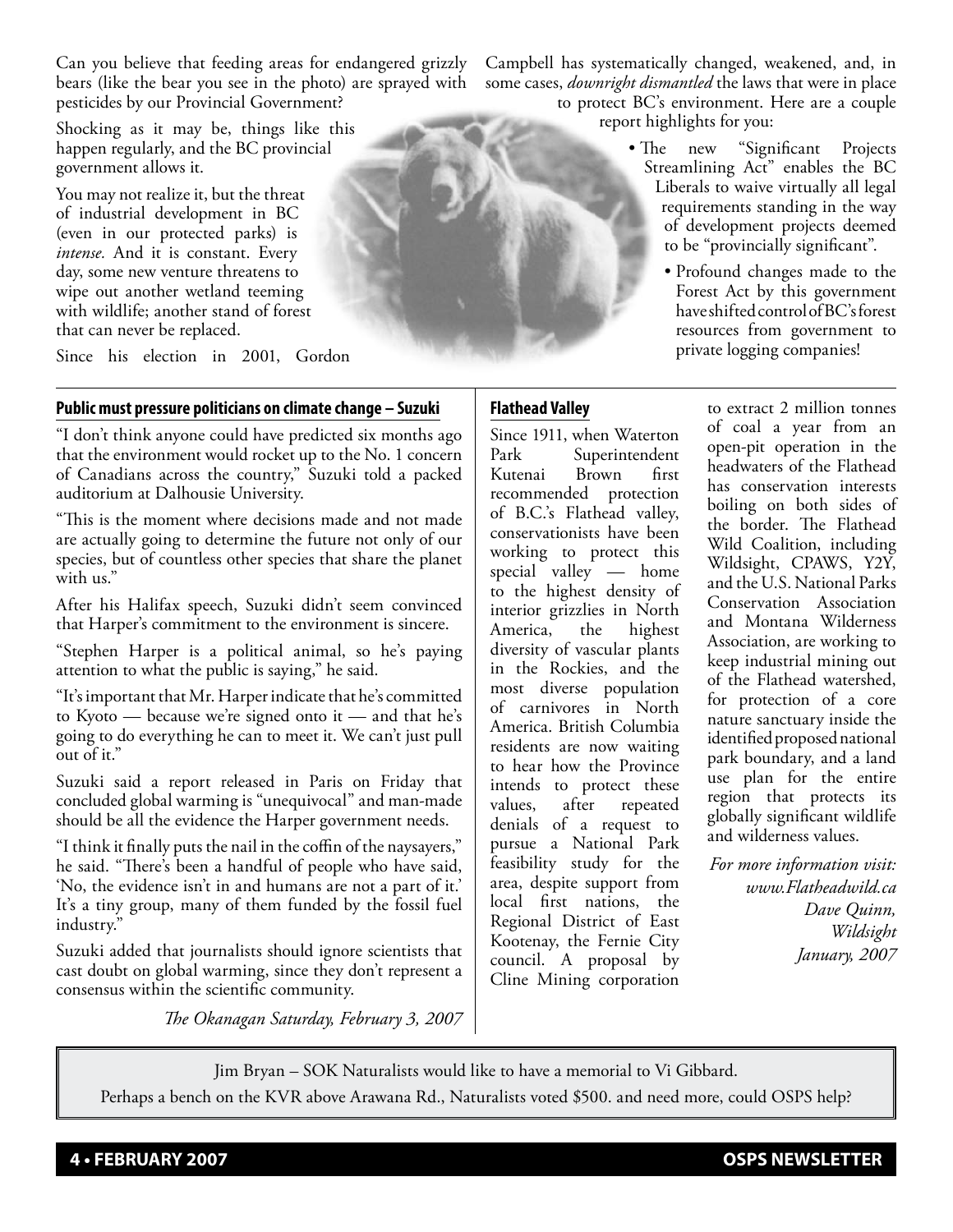Can you believe that feeding areas for endangered grizzly bears (like the bear you see in the photo) are sprayed with pesticides by our Provincial Government?

Shocking as it may be, things like this happen regularly, and the BC provincial government allows it.

You may not realize it, but the threat of industrial development in BC (even in our protected parks) is *intense.* And it is constant. Every day, some new venture threatens to wipe out another wetland teeming with wildlife; another stand of forest that can never be replaced.

Since his election in 2001, Gordon Campbell has systematically changed, weakened, and, in some cases, *downright dismantled* the laws that were in place to protect BC's environment. Here are a couple report highlights for you:

- The new "Significant Projects Streamlining Act" enables the BC Liberals to waive virtually all legal requirements standing in the way of development projects deemed to be "provincially significant".
- Profound changes made to the Forest Act by this government have shifted control of BC's forest resources from government to private logging companies!

## Public must pressure politicians on climate change – Suzuki

"I don't think anyone could have predicted six months ago that the environment would rocket up to the No. 1 concern of Canadians across the country," Suzuki told a packed auditorium at Dalhousie University.

"This is the moment where decisions made and not made are actually going to determine the future not only of our species, but of countless other species that share the planet with us."

After his Halifax speech, Suzuki didn't seem convinced that Harper's commitment to the environment is sincere.

"Stephen Harper is a political animal, so he's paying attention to what the public is saying," he said.

"It's important that Mr. Harper indicate that he's committed to Kyoto — because we're signed onto it — and that he's going to do everything he can to meet it. We can't just pull out of it."

Suzuki said a report released in Paris on Friday that concluded global warming is "unequivocal" and man-made should be all the evidence the Harper government needs.

"I think it finally puts the nail in the coffin of the naysayers," he said. "There's been a handful of people who have said, 'No, the evidence isn't in and humans are not a part of it.' It's a tiny group, many of them funded by the fossil fuel industry."

Suzuki added that journalists should ignore scientists that cast doubt on global warming, since they don't represent a consensus within the scientific community.

*The Okanagan Saturday, February 3, 2007*

## Flathead Valley

Since 1911, when Waterton Park Superintendent Kutenai Brown first recommended protection of B.C.'s Flathead valley, conservationists have been working to protect this special valley — home to the highest density of interior grizzlies in North America, the highest diversity of vascular plants in the Rockies, and the most diverse population of carnivores in North America. British Columbia residents are now waiting to hear how the Province intends to protect these values, after repeated denials of a request to pursue a National Park feasibility study for the area, despite support from local first nations, the Regional District of East Kootenay, the Fernie City council. A proposal by Cline Mining corporation to extract 2 million tonnes of coal a year from an open-pit operation in the headwaters of the Flathead has conservation interests boiling on both sides of the border. The Flathead Wild Coalition, including Wildsight, CPAWS, Y2Y, and the U.S. National Parks Conservation Association and Montana Wilderness Association, are working to keep industrial mining out of the Flathead watershed, for protection of a core nature sanctuary inside the identified proposed national park boundary, and a land use plan for the entire region that protects its globally significant wildlife and wilderness values.

*For more information visit:*
*www.Flatheadwild.ca*
*Dave Quinn,*
*Wildsight*
*January, 2007*

---

Jim Bryan – SOK Naturalists would like to have a memorial to Vi Gibbard.
Perhaps a bench on the KVR above Arawana Rd., Naturalists voted $500. and need more, could OSPS help?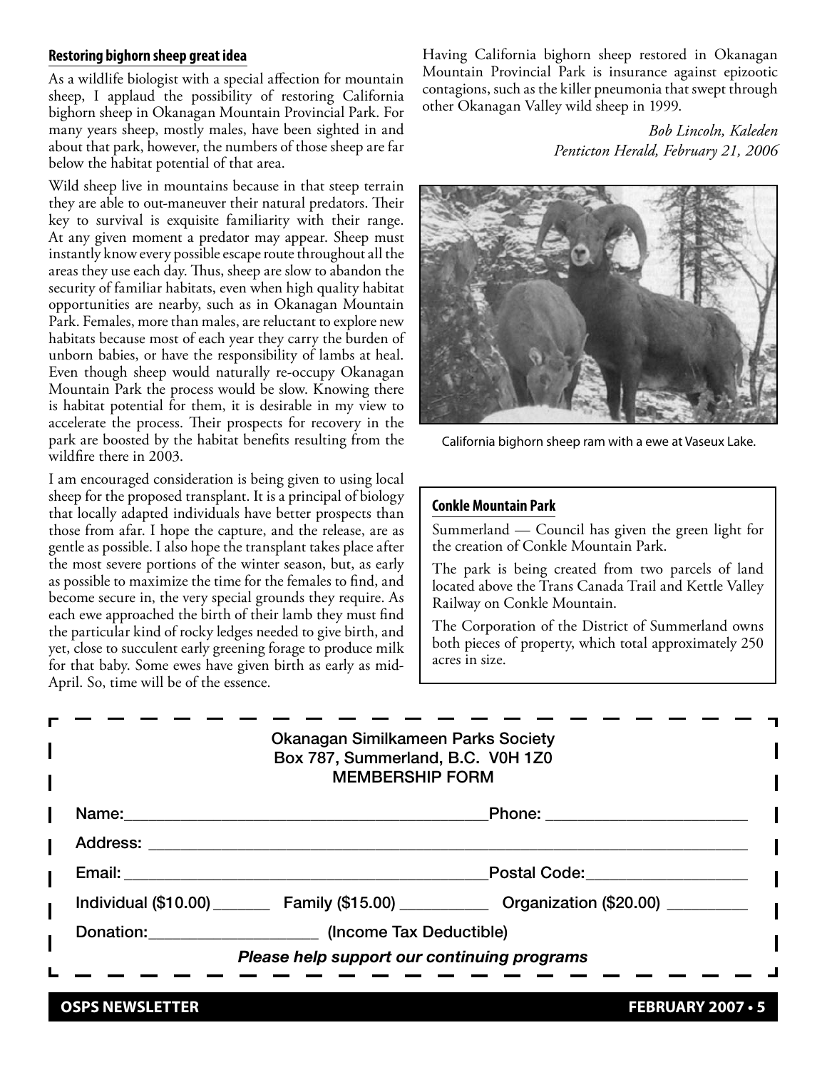## Restoring bighorn sheep great idea

As a wildlife biologist with a special affection for mountain sheep, I applaud the possibility of restoring California bighorn sheep in Okanagan Mountain Provincial Park. For many years sheep, mostly males, have been sighted in and about that park, however, the numbers of those sheep are far below the habitat potential of that area.

Wild sheep live in mountains because in that steep terrain they are able to out-maneuver their natural predators. Their key to survival is exquisite familiarity with their range. At any given moment a predator may appear. Sheep must instantly know every possible escape route throughout all the areas they use each day. Thus, sheep are slow to abandon the security of familiar habitats, even when high quality habitat opportunities are nearby, such as in Okanagan Mountain Park. Females, more than males, are reluctant to explore new habitats because most of each year they carry the burden of unborn babies, or have the responsibility of lambs at heal. Even though sheep would naturally re-occupy Okanagan Mountain Park the process would be slow. Knowing there is habitat potential for them, it is desirable in my view to accelerate the process. Their prospects for recovery in the park are boosted by the habitat benefits resulting from the wildfire there in 2003.

I am encouraged consideration is being given to using local sheep for the proposed transplant. It is a principal of biology that locally adapted individuals have better prospects than those from afar. I hope the capture, and the release, are as gentle as possible. I also hope the transplant takes place after the most severe portions of the winter season, but, as early as possible to maximize the time for the females to find, and become secure in, the very special grounds they require. As each ewe approached the birth of their lamb they must find the particular kind of rocky ledges needed to give birth, and yet, close to succulent early greening forage to produce milk for that baby. Some ewes have given birth as early as mid-April. So, time will be of the essence.

Having California bighorn sheep restored in Okanagan Mountain Provincial Park is insurance against epizootic contagions, such as the killer pneumonia that swept through other Okanagan Valley wild sheep in 1999.

*Bob Lincoln, Kaleden*
*Penticton Herald, February 21, 2006*

California bighorn sheep ram with a ewe at Vaseux Lake.

## Conkle Mountain Park

Summerland — Council has given the green light for the creation of Conkle Mountain Park.

The park is being created from two parcels of land located above the Trans Canada Trail and Kettle Valley Railway on Conkle Mountain.

The Corporation of the District of Summerland owns both pieces of property, which total approximately 250 acres in size.

---

Okanagan Similkameen Parks Society
Box 787, Summerland, B.C. V0H 1Z0
MEMBERSHIP FORM

Name:______________________________ Phone: ____________________

Address: ______________________________________________________

Email: ______________________________ Postal Code:_________________

Individual ($10.00) _______ Family ($15.00) __________ Organization ($20.00) _________

Donation:____________________ (Income Tax Deductible)

***Please help support our continuing programs***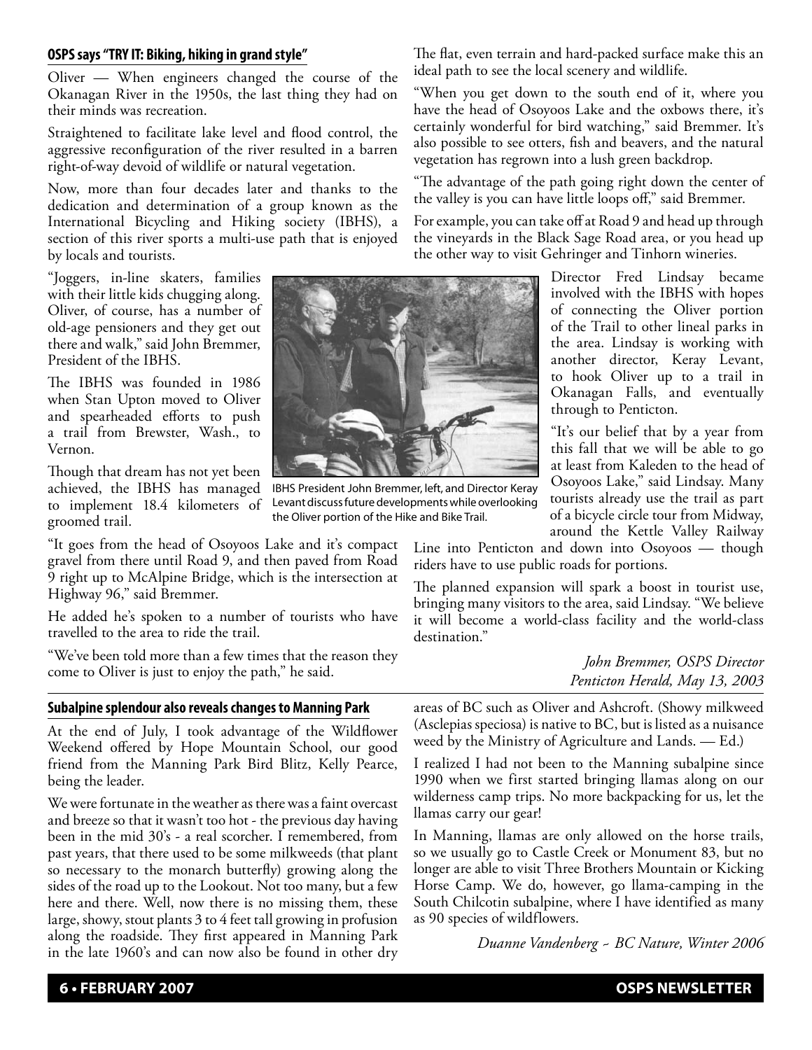## OSPS says "TRY IT: Biking, hiking in grand style"

Oliver — When engineers changed the course of the Okanagan River in the 1950s, the last thing they had on their minds was recreation.

Straightened to facilitate lake level and flood control, the aggressive reconfiguration of the river resulted in a barren right-of-way devoid of wildlife or natural vegetation.

Now, more than four decades later and thanks to the dedication and determination of a group known as the International Bicycling and Hiking society (IBHS), a section of this river sports a multi-use path that is enjoyed by locals and tourists.

"Joggers, in-line skaters, families with their little kids chugging along. Oliver, of course, has a number of old-age pensioners and they get out there and walk," said John Bremmer, President of the IBHS.

The IBHS was founded in 1986 when Stan Upton moved to Oliver and spearheaded efforts to push a trail from Brewster, Wash., to Vernon.

Though that dream has not yet been achieved, the IBHS has managed to implement 18.4 kilometers of groomed trail.

IBHS President John Bremmer, left, and Director Keray Levant discuss future developments while overlooking the Oliver portion of the Hike and Bike Trail.

"It goes from the head of Osoyoos Lake and it's compact gravel from there until Road 9, and then paved from Road 9 right up to McAlpine Bridge, which is the intersection at Highway 96," said Bremmer.

He added he's spoken to a number of tourists who have travelled to the area to ride the trail.

"We've been told more than a few times that the reason they come to Oliver is just to enjoy the path," he said.

The flat, even terrain and hard-packed surface make this an ideal path to see the local scenery and wildlife.

"When you get down to the south end of it, where you have the head of Osoyoos Lake and the oxbows there, it's certainly wonderful for bird watching," said Bremmer. It's also possible to see otters, fish and beavers, and the natural vegetation has regrown into a lush green backdrop.

"The advantage of the path going right down the center of the valley is you can have little loops off," said Bremmer.

For example, you can take off at Road 9 and head up through the vineyards in the Black Sage Road area, or you head up the other way to visit Gehringer and Tinhorn wineries.

Director Fred Lindsay became involved with the IBHS with hopes of connecting the Oliver portion of the Trail to other lineal parks in the area. Lindsay is working with another director, Keray Levant, to hook Oliver up to a trail in Okanagan Falls, and eventually through to Penticton.

"It's our belief that by a year from this fall that we will be able to go at least from Kaleden to the head of Osoyoos Lake," said Lindsay. Many tourists already use the trail as part of a bicycle circle tour from Midway, around the Kettle Valley Railway Line into Penticton and down into Osoyoos — though riders have to use public roads for portions.

The planned expansion will spark a boost in tourist use, bringing many visitors to the area, said Lindsay. "We believe it will become a world-class facility and the world-class destination."

*John Bremmer, OSPS Director*
*Penticton Herald, May 13, 2003*

## Subalpine splendour also reveals changes to Manning Park

At the end of July, I took advantage of the Wildflower Weekend offered by Hope Mountain School, our good friend from the Manning Park Bird Blitz, Kelly Pearce, being the leader.

We were fortunate in the weather as there was a faint overcast and breeze so that it wasn't too hot - the previous day having been in the mid 30's - a real scorcher. I remembered, from past years, that there used to be some milkweeds (that plant so necessary to the monarch butterfly) growing along the sides of the road up to the Lookout. Not too many, but a few here and there. Well, now there is no missing them, these large, showy, stout plants 3 to 4 feet tall growing in profusion along the roadside. They first appeared in Manning Park in the late 1960's and can now also be found in other dry areas of BC such as Oliver and Ashcroft. (Showy milkweed (Asclepias speciosa) is native to BC, but is listed as a nuisance weed by the Ministry of Agriculture and Lands. — Ed.)

I realized I had not been to the Manning subalpine since 1990 when we first started bringing llamas along on our wilderness camp trips. No more backpacking for us, let the llamas carry our gear!

In Manning, llamas are only allowed on the horse trails, so we usually go to Castle Creek or Monument 83, but no longer are able to visit Three Brothers Mountain or Kicking Horse Camp. We do, however, go llama-camping in the South Chilcotin subalpine, where I have identified as many as 90 species of wildflowers.

*Duanne Vandenberg ~ BC Nature, Winter 2006*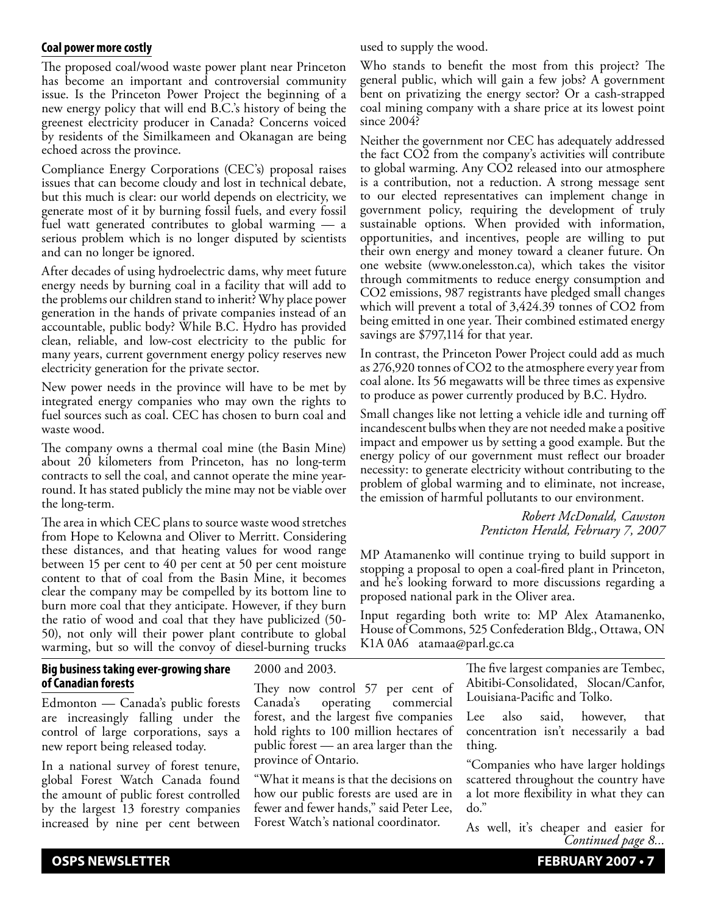## Coal power more costly

The proposed coal/wood waste power plant near Princeton has become an important and controversial community issue. Is the Princeton Power Project the beginning of a new energy policy that will end B.C.'s history of being the greenest electricity producer in Canada? Concerns voiced by residents of the Similkameen and Okanagan are being echoed across the province.

Compliance Energy Corporations (CEC's) proposal raises issues that can become cloudy and lost in technical debate, but this much is clear: our world depends on electricity, we generate most of it by burning fossil fuels, and every fossil fuel watt generated contributes to global warming — a serious problem which is no longer disputed by scientists and can no longer be ignored.

After decades of using hydroelectric dams, why meet future energy needs by burning coal in a facility that will add to the problems our children stand to inherit? Why place power generation in the hands of private companies instead of an accountable, public body? While B.C. Hydro has provided clean, reliable, and low-cost electricity to the public for many years, current government energy policy reserves new electricity generation for the private sector.

New power needs in the province will have to be met by integrated energy companies who may own the rights to fuel sources such as coal. CEC has chosen to burn coal and waste wood.

The company owns a thermal coal mine (the Basin Mine) about 20 kilometers from Princeton, has no long-term contracts to sell the coal, and cannot operate the mine year-round. It has stated publicly the mine may not be viable over the long-term.

The area in which CEC plans to source waste wood stretches from Hope to Kelowna and Oliver to Merritt. Considering these distances, and that heating values for wood range between 15 per cent to 40 per cent at 50 per cent moisture content to that of coal from the Basin Mine, it becomes clear the company may be compelled by its bottom line to burn more coal that they anticipate. However, if they burn the ratio of wood and coal that they have publicized (50-50), not only will their power plant contribute to global warming, but so will the convoy of diesel-burning trucks used to supply the wood.

Who stands to benefit the most from this project? The general public, which will gain a few jobs? A government bent on privatizing the energy sector? Or a cash-strapped coal mining company with a share price at its lowest point since 2004?

Neither the government nor CEC has adequately addressed the fact $CO_2$ from the company's activities will contribute to global warming. Any $CO_2$ released into our atmosphere is a contribution, not a reduction. A strong message sent to our elected representatives can implement change in government policy, requiring the development of truly sustainable options. When provided with information, opportunities, and incentives, people are willing to put their own energy and money toward a cleaner future. On one website (www.onelesston.ca), which takes the visitor through commitments to reduce energy consumption and $CO_2$ emissions, 987 registrants have pledged small changes which will prevent a total of 3,424.39 tonnes of $CO_2$ from being emitted in one year. Their combined estimated energy savings are $797,114 for that year.

In contrast, the Princeton Power Project could add as much as 276,920 tonnes of $CO_2$ to the atmosphere every year from coal alone. Its 56 megawatts will be three times as expensive to produce as power currently produced by B.C. Hydro.

Small changes like not letting a vehicle idle and turning off incandescent bulbs when they are not needed make a positive impact and empower us by setting a good example. But the energy policy of our government must reflect our broader necessity: to generate electricity without contributing to the problem of global warming and to eliminate, not increase, the emission of harmful pollutants to our environment.

*Robert McDonald, Cawston*
*Penticton Herald, February 7, 2007*

MP Atamanenko will continue trying to build support in stopping a proposal to open a coal-fired plant in Princeton, and he's looking forward to more discussions regarding a proposed national park in the Oliver area.

Input regarding both write to: MP Alex Atamanenko, House of Commons, 525 Confederation Bldg., Ottawa, ON K1A 0A6 atamaa@parl.gc.ca

## Big business taking ever-growing share of Canadian forests

Edmonton — Canada's public forests are increasingly falling under the control of large corporations, says a new report being released today.

In a national survey of forest tenure, global Forest Watch Canada found the amount of public forest controlled by the largest 13 forestry companies increased by nine per cent between 2000 and 2003.

They now control 57 per cent of Canada's operating commercial forest, and the largest five companies hold rights to 100 million hectares of public forest — an area larger than the province of Ontario.

"What it means is that the decisions on how our public forests are used are in fewer and fewer hands," said Peter Lee, Forest Watch's national coordinator.

The five largest companies are Tembec, Abitibi-Consolidated, Slocan/Canfor, Louisiana-Pacific and Tolko.

Lee also said, however, that concentration isn't necessarily a bad thing.

"Companies who have larger holdings scattered throughout the country have a lot more flexibility in what they can do."

As well, it's cheaper and easier for *Continued page 8...*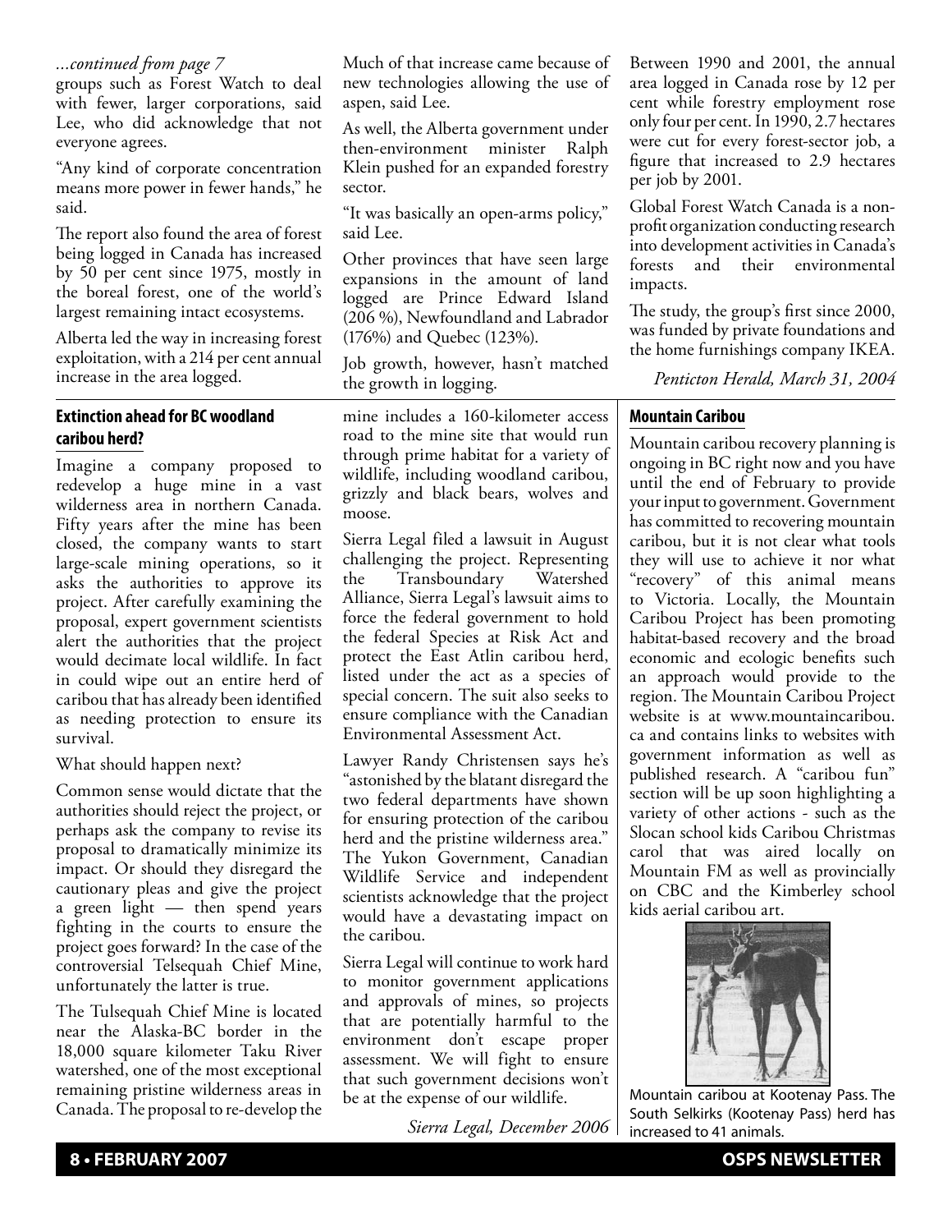*...continued from page 7*

groups such as Forest Watch to deal with fewer, larger corporations, said Lee, who did acknowledge that not everyone agrees.

"Any kind of corporate concentration means more power in fewer hands," he said.

The report also found the area of forest being logged in Canada has increased by 50 per cent since 1975, mostly in the boreal forest, one of the world's largest remaining intact ecosystems.

Alberta led the way in increasing forest exploitation, with a 214 per cent annual increase in the area logged.

Much of that increase came because of new technologies allowing the use of aspen, said Lee.

As well, the Alberta government under then-environment minister Ralph Klein pushed for an expanded forestry sector.

"It was basically an open-arms policy," said Lee.

Other provinces that have seen large expansions in the amount of land logged are Prince Edward Island (206 %), Newfoundland and Labrador (176%) and Quebec (123%).

Job growth, however, hasn't matched the growth in logging.

Between 1990 and 2001, the annual area logged in Canada rose by 12 per cent while forestry employment rose only four per cent. In 1990, 2.7 hectares were cut for every forest-sector job, a figure that increased to 2.9 hectares per job by 2001.

Global Forest Watch Canada is a non-profit organization conducting research into development activities in Canada's forests and their environmental impacts.

The study, the group's first since 2000, was funded by private foundations and the home furnishings company IKEA.

*Penticton Herald, March 31, 2004*

## Extinction ahead for BC woodland caribou herd?

Imagine a company proposed to redevelop a huge mine in a vast wilderness area in northern Canada. Fifty years after the mine has been closed, the company wants to start large-scale mining operations, so it asks the authorities to approve its project. After carefully examining the proposal, expert government scientists alert the authorities that the project would decimate local wildlife. In fact in could wipe out an entire herd of caribou that has already been identified as needing protection to ensure its survival.

What should happen next?

Common sense would dictate that the authorities should reject the project, or perhaps ask the company to revise its proposal to dramatically minimize its impact. Or should they disregard the cautionary pleas and give the project a green light — then spend years fighting in the courts to ensure the project goes forward? In the case of the controversial Telsequah Chief Mine, unfortunately the latter is true.

The Tulsequah Chief Mine is located near the Alaska-BC border in the 18,000 square kilometer Taku River watershed, one of the most exceptional remaining pristine wilderness areas in Canada. The proposal to re-develop the mine includes a 160-kilometer access road to the mine site that would run through prime habitat for a variety of wildlife, including woodland caribou, grizzly and black bears, wolves and moose.

Sierra Legal filed a lawsuit in August challenging the project. Representing the Transboundary Watershed Alliance, Sierra Legal's lawsuit aims to force the federal government to hold the federal Species at Risk Act and protect the East Atlin caribou herd, listed under the act as a species of special concern. The suit also seeks to ensure compliance with the Canadian Environmental Assessment Act.

Lawyer Randy Christensen says he's "astonished by the blatant disregard the two federal departments have shown for ensuring protection of the caribou herd and the pristine wilderness area." The Yukon Government, Canadian Wildlife Service and independent scientists acknowledge that the project would have a devastating impact on the caribou.

Sierra Legal will continue to work hard to monitor government applications and approvals of mines, so projects that are potentially harmful to the environment don't escape proper assessment. We will fight to ensure that such government decisions won't be at the expense of our wildlife.

*Sierra Legal, December 2006*

## Mountain Caribou

Mountain caribou recovery planning is ongoing in BC right now and you have until the end of February to provide your input to government. Government has committed to recovering mountain caribou, but it is not clear what tools they will use to achieve it nor what "recovery" of this animal means to Victoria. Locally, the Mountain Caribou Project has been promoting habitat-based recovery and the broad economic and ecologic benefits such an approach would provide to the region. The Mountain Caribou Project website is at www.mountaincaribou.ca and contains links to websites with government information as well as published research. A "caribou fun" section will be up soon highlighting a variety of other actions - such as the Slocan school kids Caribou Christmas carol that was aired locally on Mountain FM as well as provincially on CBC and the Kimberley school kids aerial caribou art.

Mountain caribou at Kootenay Pass. The South Selkirks (Kootenay Pass) herd has increased to 41 animals.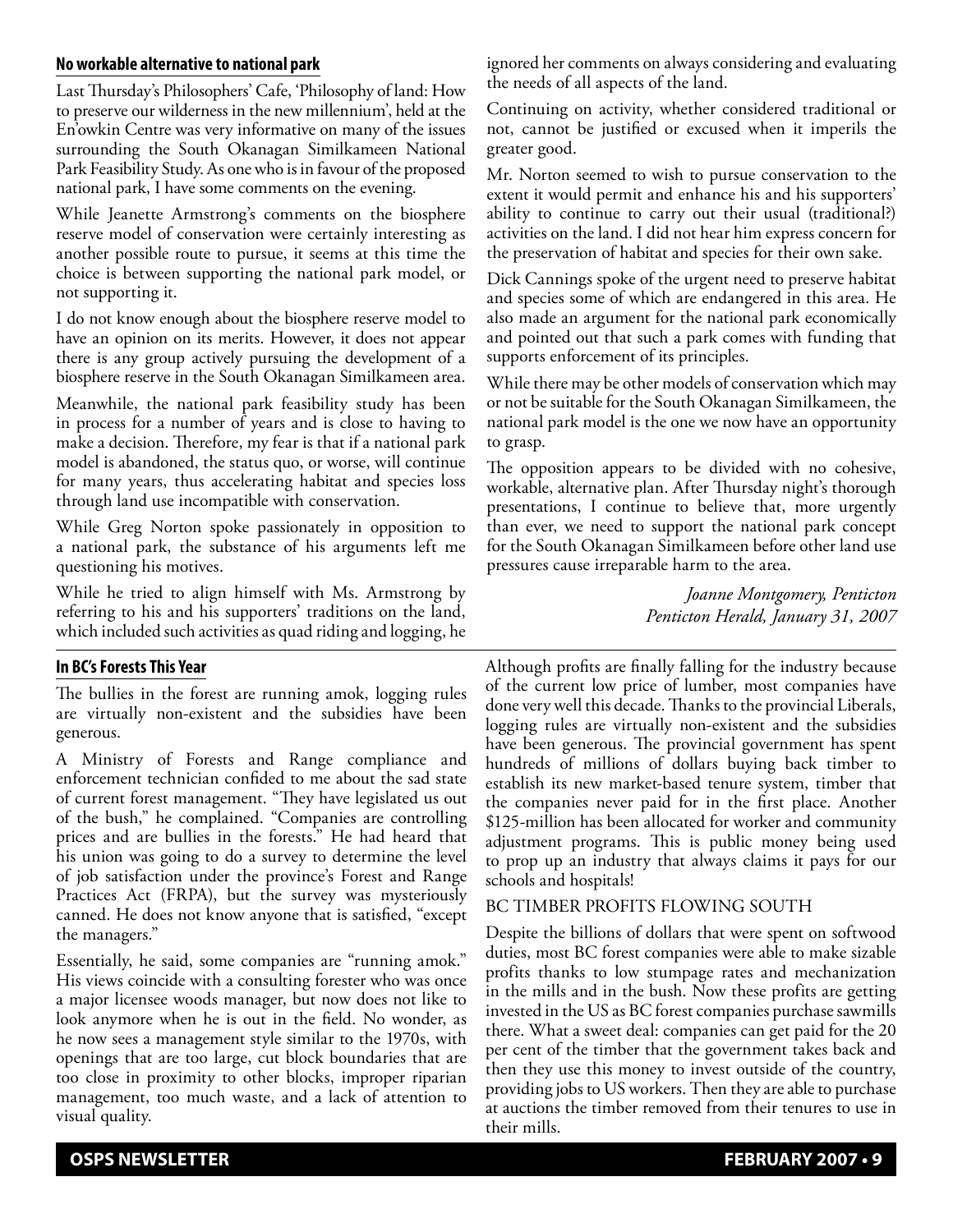## No workable alternative to national park

Last Thursday's Philosophers' Cafe, 'Philosophy of land: How to preserve our wilderness in the new millennium', held at the En'owkin Centre was very informative on many of the issues surrounding the South Okanagan Similkameen National Park Feasibility Study. As one who is in favour of the proposed national park, I have some comments on the evening.

While Jeanette Armstrong's comments on the biosphere reserve model of conservation were certainly interesting as another possible route to pursue, it seems at this time the choice is between supporting the national park model, or not supporting it.

I do not know enough about the biosphere reserve model to have an opinion on its merits. However, it does not appear there is any group actively pursuing the development of a biosphere reserve in the South Okanagan Similkameen area.

Meanwhile, the national park feasibility study has been in process for a number of years and is close to having to make a decision. Therefore, my fear is that if a national park model is abandoned, the status quo, or worse, will continue for many years, thus accelerating habitat and species loss through land use incompatible with conservation.

While Greg Norton spoke passionately in opposition to a national park, the substance of his arguments left me questioning his motives.

While he tried to align himself with Ms. Armstrong by referring to his and his supporters' traditions on the land, which included such activities as quad riding and logging, he ignored her comments on always considering and evaluating the needs of all aspects of the land.

Continuing on activity, whether considered traditional or not, cannot be justified or excused when it imperils the greater good.

Mr. Norton seemed to wish to pursue conservation to the extent it would permit and enhance his and his supporters' ability to continue to carry out their usual (traditional?) activities on the land. I did not hear him express concern for the preservation of habitat and species for their own sake.

Dick Cannings spoke of the urgent need to preserve habitat and species some of which are endangered in this area. He also made an argument for the national park economically and pointed out that such a park comes with funding that supports enforcement of its principles.

While there may be other models of conservation which may or not be suitable for the South Okanagan Similkameen, the national park model is the one we now have an opportunity to grasp.

The opposition appears to be divided with no cohesive, workable, alternative plan. After Thursday night's thorough presentations, I continue to believe that, more urgently than ever, we need to support the national park concept for the South Okanagan Similkameen before other land use pressures cause irreparable harm to the area.

*Joanne Montgomery, Penticton*
*Penticton Herald, January 31, 2007*

---

## In BC's Forests This Year

The bullies in the forest are running amok, logging rules are virtually non-existent and the subsidies have been generous.

A Ministry of Forests and Range compliance and enforcement technician confided to me about the sad state of current forest management. "They have legislated us out of the bush," he complained. "Companies are controlling prices and are bullies in the forests." He had heard that his union was going to do a survey to determine the level of job satisfaction under the province's Forest and Range Practices Act (FRPA), but the survey was mysteriously canned. He does not know anyone that is satisfied, "except the managers."

Essentially, he said, some companies are "running amok." His views coincide with a consulting forester who was once a major licensee woods manager, but now does not like to look anymore when he is out in the field. No wonder, as he now sees a management style similar to the 1970s, with openings that are too large, cut block boundaries that are too close in proximity to other blocks, improper riparian management, too much waste, and a lack of attention to visual quality.

Although profits are finally falling for the industry because of the current low price of lumber, most companies have done very well this decade. Thanks to the provincial Liberals, logging rules are virtually non-existent and the subsidies have been generous. The provincial government has spent hundreds of millions of dollars buying back timber to establish its new market-based tenure system, timber that the companies never paid for in the first place. Another $125-million has been allocated for worker and community adjustment programs. This is public money being used to prop up an industry that always claims it pays for our schools and hospitals!

### BC TIMBER PROFITS FLOWING SOUTH

Despite the billions of dollars that were spent on softwood duties, most BC forest companies were able to make sizable profits thanks to low stumpage rates and mechanization in the mills and in the bush. Now these profits are getting invested in the US as BC forest companies purchase sawmills there. What a sweet deal: companies can get paid for the 20 per cent of the timber that the government takes back and then they use this money to invest outside of the country, providing jobs to US workers. Then they are able to purchase at auctions the timber removed from their tenures to use in their mills.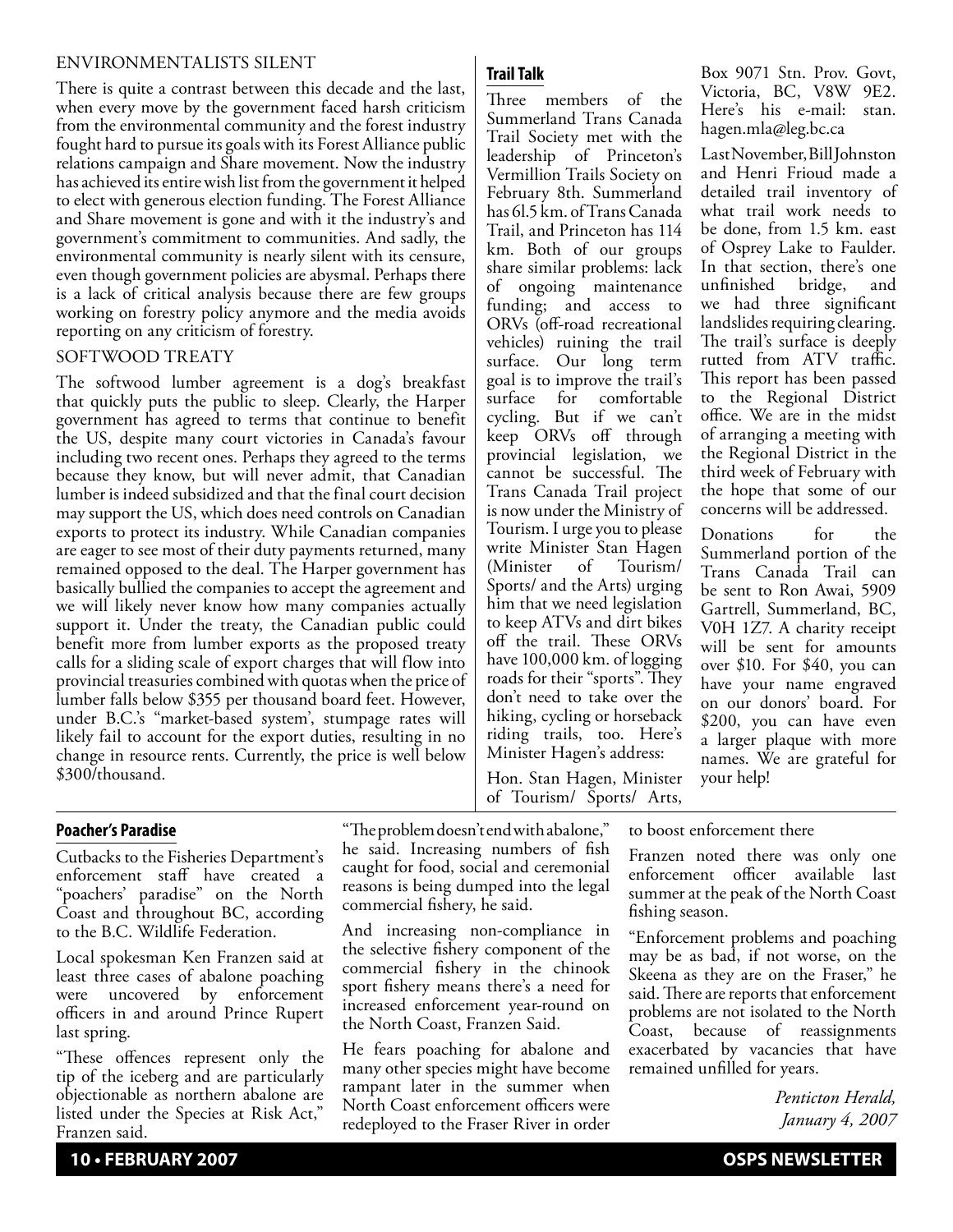### ENVIRONMENTALISTS SILENT

There is quite a contrast between this decade and the last, when every move by the government faced harsh criticism from the environmental community and the forest industry fought hard to pursue its goals with its Forest Alliance public relations campaign and Share movement. Now the industry has achieved its entire wish list from the government it helped to elect with generous election funding. The Forest Alliance and Share movement is gone and with it the industry's and government's commitment to communities. And sadly, the environmental community is nearly silent with its censure, even though government policies are abysmal. Perhaps there is a lack of critical analysis because there are few groups working on forestry policy anymore and the media avoids reporting on any criticism of forestry.

### SOFTWOOD TREATY

The softwood lumber agreement is a dog's breakfast that quickly puts the public to sleep. Clearly, the Harper government has agreed to terms that continue to benefit the US, despite many court victories in Canada's favour including two recent ones. Perhaps they agreed to the terms because they know, but will never admit, that Canadian lumber is indeed subsidized and that the final court decision may support the US, which does need controls on Canadian exports to protect its industry. While Canadian companies are eager to see most of their duty payments returned, many remained opposed to the deal. The Harper government has basically bullied the companies to accept the agreement and we will likely never know how many companies actually support it. Under the treaty, the Canadian public could benefit more from lumber exports as the proposed treaty calls for a sliding scale of export charges that will flow into provincial treasuries combined with quotas when the price of lumber falls below $355 per thousand board feet. However, under B.C.'s "market-based system', stumpage rates will likely fail to account for the export duties, resulting in no change in resource rents. Currently, the price is well below $300/thousand.

## Trail Talk

Three members of the Summerland Trans Canada Trail Society met with the leadership of Princeton's Vermillion Trails Society on February 8th. Summerland has 61.5 km. of Trans Canada Trail, and Princeton has 114 km. Both of our groups share similar problems: lack of ongoing maintenance funding; and access to ORVs (off-road recreational vehicles) ruining the trail surface. Our long term goal is to improve the trail's surface for comfortable cycling. But if we can't keep ORVs off through provincial legislation, we cannot be successful. The Trans Canada Trail project is now under the Ministry of Tourism. I urge you to please write Minister Stan Hagen (Minister of Tourism/ Sports/ and the Arts) urging him that we need legislation to keep ATVs and dirt bikes off the trail. These ORVs have 100,000 km. of logging roads for their "sports". They don't need to take over the hiking, cycling or horseback riding trails, too. Here's Minister Hagen's address:

Hon. Stan Hagen, Minister of Tourism/ Sports/ Arts, Box 9071 Stn. Prov. Govt, Victoria, BC, V8W 9E2. Here's his e-mail: stan.hagen.mla@leg.bc.ca

Last November, Bill Johnston and Henri Frioud made a detailed trail inventory of what trail work needs to be done, from 1.5 km. east of Osprey Lake to Faulder. In that section, there's one unfinished bridge, and we had three significant landslides requiring clearing. The trail's surface is deeply rutted from ATV traffic. This report has been passed to the Regional District office. We are in the midst of arranging a meeting with the Regional District in the third week of February with the hope that some of our concerns will be addressed.

Donations for the Summerland portion of the Trans Canada Trail can be sent to Ron Awai, 5909 Gartrell, Summerland, BC, V0H 1Z7. A charity receipt will be sent for amounts over $10. For $40, you can have your name engraved on our donors' board. For $200, you can have even a larger plaque with more names. We are grateful for your help!

## Poacher's Paradise

Cutbacks to the Fisheries Department's enforcement staff have created a "poachers' paradise" on the North Coast and throughout BC, according to the B.C. Wildlife Federation.

Local spokesman Ken Franzen said at least three cases of abalone poaching were uncovered by enforcement officers in and around Prince Rupert last spring.

"These offences represent only the tip of the iceberg and are particularly objectionable as northern abalone are listed under the Species at Risk Act," Franzen said.

"The problem doesn't end with abalone," he said. Increasing numbers of fish caught for food, social and ceremonial reasons is being dumped into the legal commercial fishery, he said.

And increasing non-compliance in the selective fishery component of the commercial fishery in the chinook sport fishery means there's a need for increased enforcement year-round on the North Coast, Franzen Said.

He fears poaching for abalone and many other species might have become rampant later in the summer when North Coast enforcement officers were redeployed to the Fraser River in order to boost enforcement there

Franzen noted there was only one enforcement officer available last summer at the peak of the North Coast fishing season.

"Enforcement problems and poaching may be as bad, if not worse, on the Skeena as they are on the Fraser," he said. There are reports that enforcement problems are not isolated to the North Coast, because of reassignments exacerbated by vacancies that have remained unfilled for years.

*Penticton Herald, January 4, 2007*